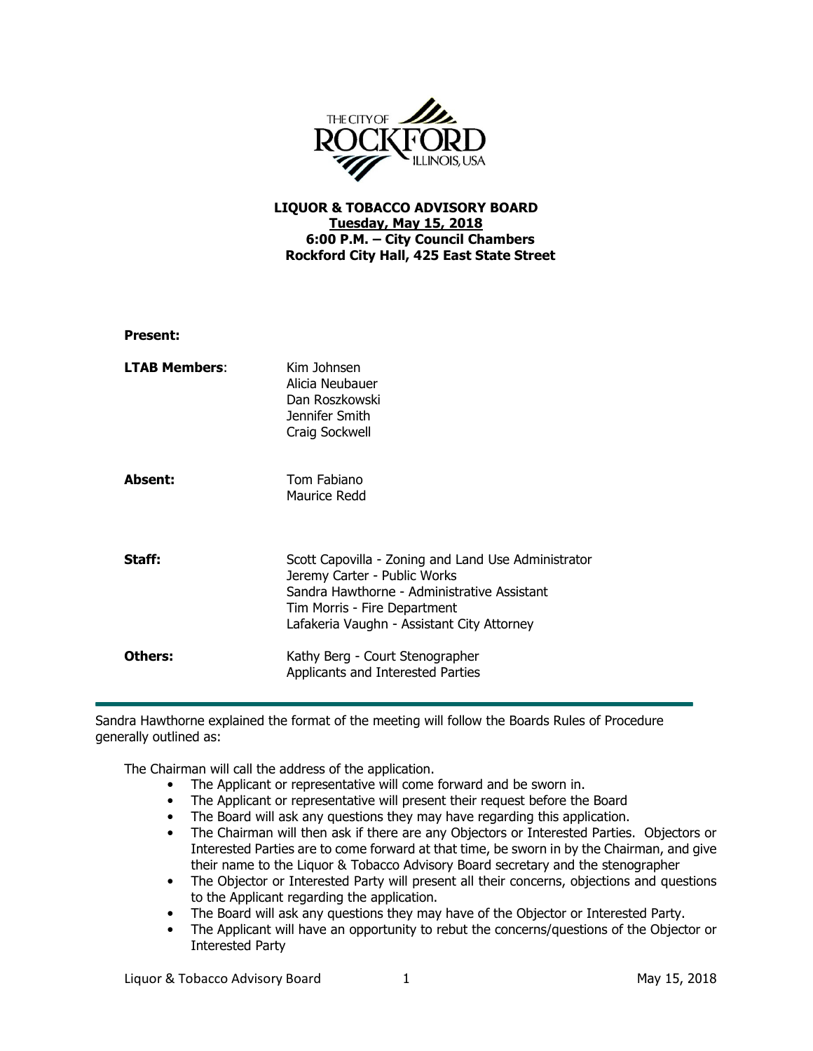**LIQUOR & TOBACCO ADVISORY BOARD**
**Tuesday, May 15, 2018**
**6:00 P.M. – City Council Chambers**
**Rockford City Hall, 425 East State Street**

**Present:**

**LTAB Members**: Kim Johnsen
Alicia Neubauer
Dan Roszkowski
Jennifer Smith
Craig Sockwell

**Absent:** Tom Fabiano
Maurice Redd

**Staff:** Scott Capovilla - Zoning and Land Use Administrator
Jeremy Carter - Public Works
Sandra Hawthorne - Administrative Assistant
Tim Morris - Fire Department
Lafakeria Vaughn - Assistant City Attorney

**Others:** Kathy Berg - Court Stenographer
Applicants and Interested Parties

---

Sandra Hawthorne explained the format of the meeting will follow the Boards Rules of Procedure generally outlined as:

The Chairman will call the address of the application.

- The Applicant or representative will come forward and be sworn in.
- The Applicant or representative will present their request before the Board
- The Board will ask any questions they may have regarding this application.
- The Chairman will then ask if there are any Objectors or Interested Parties. Objectors or Interested Parties are to come forward at that time, be sworn in by the Chairman, and give their name to the Liquor & Tobacco Advisory Board secretary and the stenographer
- The Objector or Interested Party will present all their concerns, objections and questions to the Applicant regarding the application.
- The Board will ask any questions they may have of the Objector or Interested Party.
- The Applicant will have an opportunity to rebut the concerns/questions of the Objector or Interested Party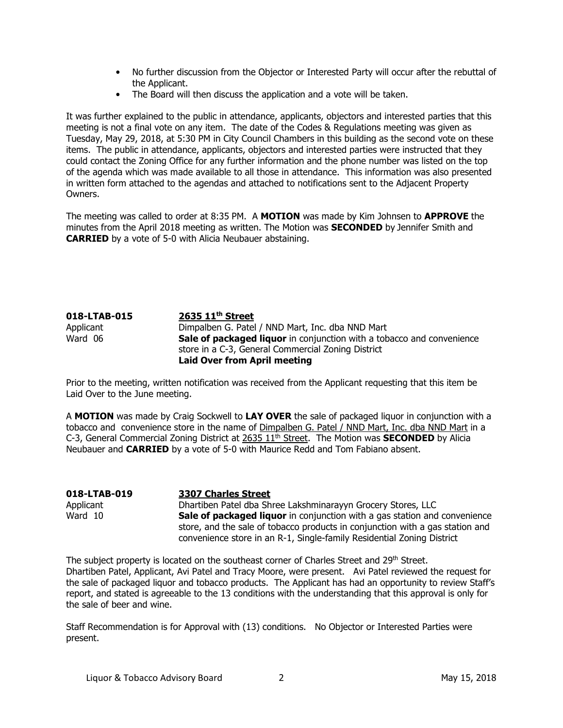- No further discussion from the Objector or Interested Party will occur after the rebuttal of the Applicant.
- The Board will then discuss the application and a vote will be taken.

It was further explained to the public in attendance, applicants, objectors and interested parties that this meeting is not a final vote on any item. The date of the Codes & Regulations meeting was given as Tuesday, May 29, 2018, at 5:30 PM in City Council Chambers in this building as the second vote on these items. The public in attendance, applicants, objectors and interested parties were instructed that they could contact the Zoning Office for any further information and the phone number was listed on the top of the agenda which was made available to all those in attendance. This information was also presented in written form attached to the agendas and attached to notifications sent to the Adjacent Property Owners.

The meeting was called to order at 8:35 PM. A **MOTION** was made by Kim Johnsen to **APPROVE** the minutes from the April 2018 meeting as written. The Motion was **SECONDED** by Jennifer Smith and **CARRIED** by a vote of 5-0 with Alicia Neubauer abstaining.

**018-LTAB-015** **2635 11th Street**
Applicant Dimpalben G. Patel / NND Mart, Inc. dba NND Mart
Ward 06 **Sale of packaged liquor** in conjunction with a tobacco and convenience store in a C-3, General Commercial Zoning District
**Laid Over from April meeting**

Prior to the meeting, written notification was received from the Applicant requesting that this item be Laid Over to the June meeting.

A **MOTION** was made by Craig Sockwell to **LAY OVER** the sale of packaged liquor in conjunction with a tobacco and convenience store in the name of Dimpalben G. Patel / NND Mart, Inc. dba NND Mart in a C-3, General Commercial Zoning District at 2635 11th Street. The Motion was **SECONDED** by Alicia Neubauer and **CARRIED** by a vote of 5-0 with Maurice Redd and Tom Fabiano absent.

**018-LTAB-019** **3307 Charles Street**
Applicant Dhartiben Patel dba Shree Lakshminarayyn Grocery Stores, LLC
Ward 10 **Sale of packaged liquor** in conjunction with a gas station and convenience store, and the sale of tobacco products in conjunction with a gas station and convenience store in an R-1, Single-family Residential Zoning District

The subject property is located on the southeast corner of Charles Street and 29th Street. Dhartiben Patel, Applicant, Avi Patel and Tracy Moore, were present. Avi Patel reviewed the request for the sale of packaged liquor and tobacco products. The Applicant has had an opportunity to review Staff's report, and stated is agreeable to the 13 conditions with the understanding that this approval is only for the sale of beer and wine.

Staff Recommendation is for Approval with (13) conditions. No Objector or Interested Parties were present.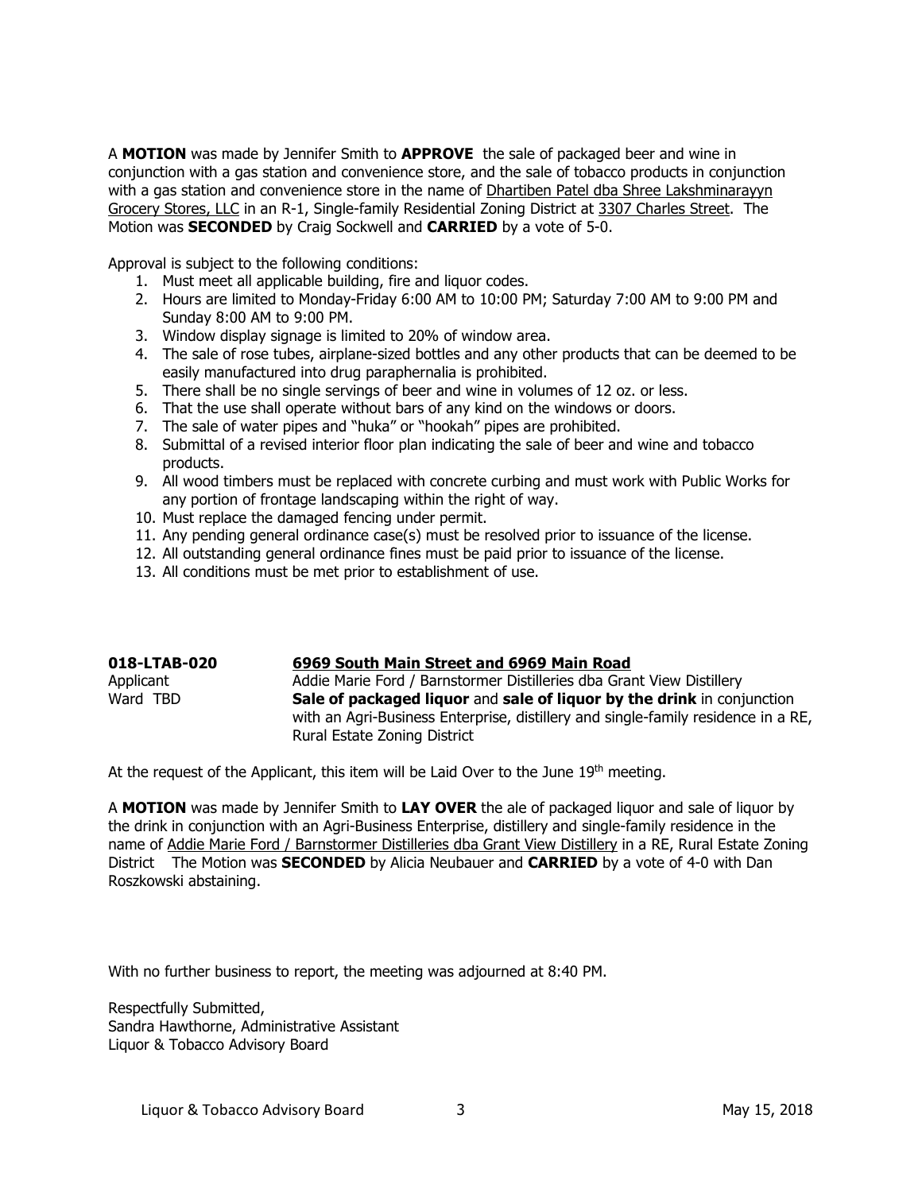A **MOTION** was made by Jennifer Smith to **APPROVE** the sale of packaged beer and wine in conjunction with a gas station and convenience store, and the sale of tobacco products in conjunction with a gas station and convenience store in the name of Dhartiben Patel dba Shree Lakshminarayyn Grocery Stores, LLC in an R-1, Single-family Residential Zoning District at 3307 Charles Street. The Motion was **SECONDED** by Craig Sockwell and **CARRIED** by a vote of 5-0.

Approval is subject to the following conditions:

1. Must meet all applicable building, fire and liquor codes.
2. Hours are limited to Monday-Friday 6:00 AM to 10:00 PM; Saturday 7:00 AM to 9:00 PM and Sunday 8:00 AM to 9:00 PM.
3. Window display signage is limited to 20% of window area.
4. The sale of rose tubes, airplane-sized bottles and any other products that can be deemed to be easily manufactured into drug paraphernalia is prohibited.
5. There shall be no single servings of beer and wine in volumes of 12 oz. or less.
6. That the use shall operate without bars of any kind on the windows or doors.
7. The sale of water pipes and "huka" or "hookah" pipes are prohibited.
8. Submittal of a revised interior floor plan indicating the sale of beer and wine and tobacco products.
9. All wood timbers must be replaced with concrete curbing and must work with Public Works for any portion of frontage landscaping within the right of way.
10. Must replace the damaged fencing under permit.
11. Any pending general ordinance case(s) must be resolved prior to issuance of the license.
12. All outstanding general ordinance fines must be paid prior to issuance of the license.
13. All conditions must be met prior to establishment of use.

**018-LTAB-020** **6969 South Main Street and 6969 Main Road**

Applicant: Addie Marie Ford / Barnstormer Distilleries dba Grant View Distillery

Ward TBD: **Sale of packaged liquor** and **sale of liquor by the drink** in conjunction with an Agri-Business Enterprise, distillery and single-family residence in a RE, Rural Estate Zoning District

At the request of the Applicant, this item will be Laid Over to the June 19th meeting.

A **MOTION** was made by Jennifer Smith to **LAY OVER** the ale of packaged liquor and sale of liquor by the drink in conjunction with an Agri-Business Enterprise, distillery and single-family residence in the name of Addie Marie Ford / Barnstormer Distilleries dba Grant View Distillery in a RE, Rural Estate Zoning District The Motion was **SECONDED** by Alicia Neubauer and **CARRIED** by a vote of 4-0 with Dan Roszkowski abstaining.

With no further business to report, the meeting was adjourned at 8:40 PM.

Respectfully Submitted,
Sandra Hawthorne, Administrative Assistant
Liquor & Tobacco Advisory Board